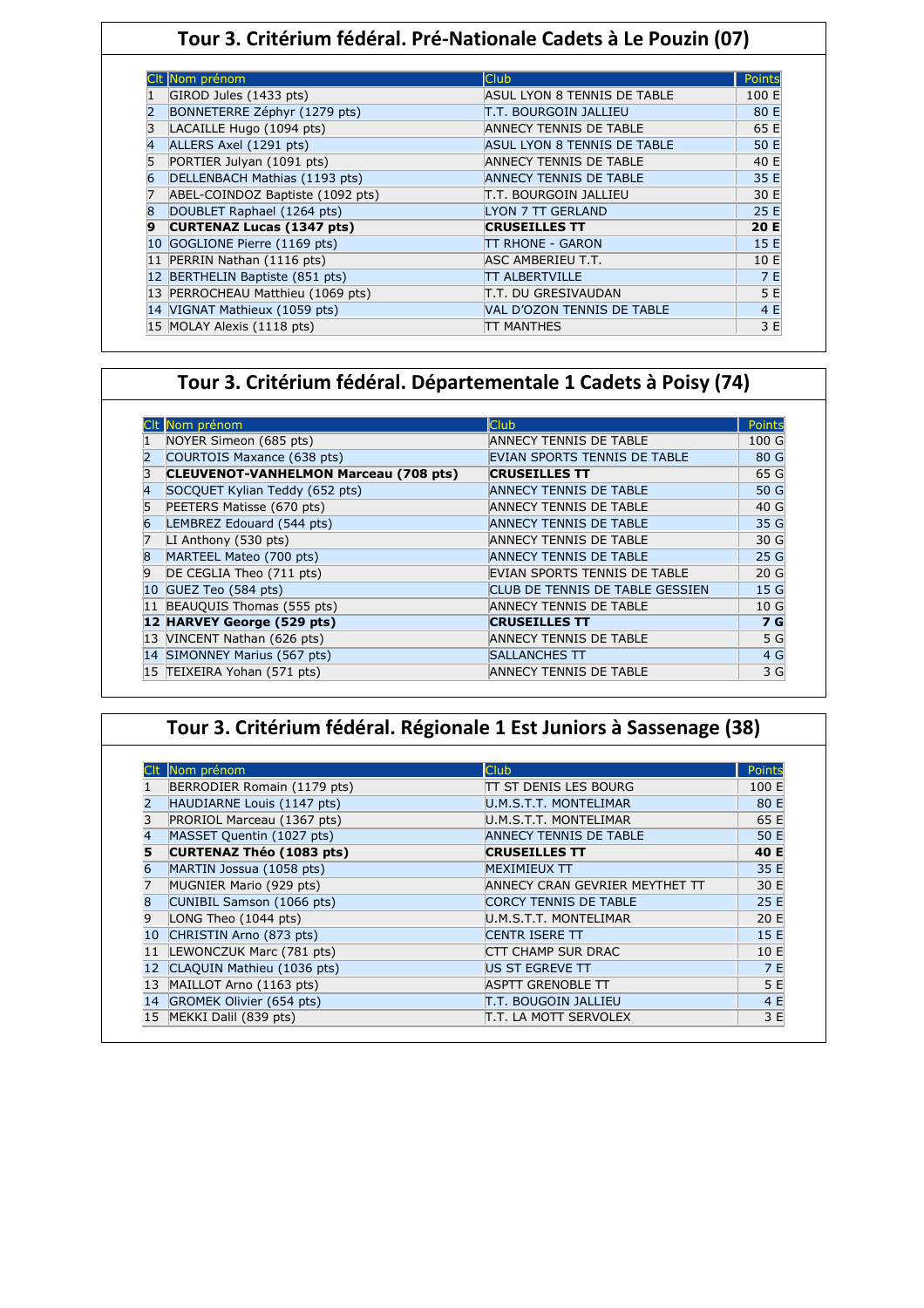## Tour 3. Critérium fédéral. Pré-Nationale Cadets à Le Pouzin (07)

| Clt | Nom prénom | Club | Points |
|---|---|---|---|
| 1 | GIROD Jules (1433 pts) | ASUL LYON 8 TENNIS DE TABLE | 100 E |
| 2 | BONNETERRE Zéphyr (1279 pts) | T.T. BOURGOIN JALLIEU | 80 E |
| 3 | LACAILLE Hugo (1094 pts) | ANNECY TENNIS DE TABLE | 65 E |
| 4 | ALLERS Axel (1291 pts) | ASUL LYON 8 TENNIS DE TABLE | 50 E |
| 5 | PORTIER Julyan (1091 pts) | ANNECY TENNIS DE TABLE | 40 E |
| 6 | DELLENBACH Mathias (1193 pts) | ANNECY TENNIS DE TABLE | 35 E |
| 7 | ABEL-COINDOZ Baptiste (1092 pts) | T.T. BOURGOIN JALLIEU | 30 E |
| 8 | DOUBLET Raphael (1264 pts) | LYON 7 TT GERLAND | 25 E |
| **9** | **CURTENAZ Lucas (1347 pts)** | **CRUSEILLES TT** | **20 E** |
| 10 | GOGLIONE Pierre (1169 pts) | TT RHONE - GARON | 15 E |
| 11 | PERRIN Nathan (1116 pts) | ASC AMBERIEU T.T. | 10 E |
| 12 | BERTHELIN Baptiste (851 pts) | TT ALBERTVILLE | 7 E |
| 13 | PERROCHEAU Matthieu (1069 pts) | T.T. DU GRESIVAUDAN | 5 E |
| 14 | VIGNAT Mathieux (1059 pts) | VAL D'OZON TENNIS DE TABLE | 4 E |
| 15 | MOLAY Alexis (1118 pts) | TT MANTHES | 3 E |

## Tour 3. Critérium fédéral. Départementale 1 Cadets à Poisy (74)

| Clt | Nom prénom | Club | Points |
|---|---|---|---|
| 1 | NOYER Simeon (685 pts) | ANNECY TENNIS DE TABLE | 100 G |
| 2 | COURTOIS Maxance (638 pts) | EVIAN SPORTS TENNIS DE TABLE | 80 G |
| 3 | **CLEUVENOT-VANHELMON Marceau (708 pts)** | **CRUSEILLES TT** | 65 G |
| 4 | SOCQUET Kylian Teddy (652 pts) | ANNECY TENNIS DE TABLE | 50 G |
| 5 | PEETERS Matisse (670 pts) | ANNECY TENNIS DE TABLE | 40 G |
| 6 | LEMBREZ Edouard (544 pts) | ANNECY TENNIS DE TABLE | 35 G |
| 7 | LI Anthony (530 pts) | ANNECY TENNIS DE TABLE | 30 G |
| 8 | MARTEEL Mateo (700 pts) | ANNECY TENNIS DE TABLE | 25 G |
| 9 | DE CEGLIA Theo (711 pts) | EVIAN SPORTS TENNIS DE TABLE | 20 G |
| 10 | GUEZ Teo (584 pts) | CLUB DE TENNIS DE TABLE GESSIEN | 15 G |
| 11 | BEAUQUIS Thomas (555 pts) | ANNECY TENNIS DE TABLE | 10 G |
| **12** | **HARVEY George (529 pts)** | **CRUSEILLES TT** | **7 G** |
| 13 | VINCENT Nathan (626 pts) | ANNECY TENNIS DE TABLE | 5 G |
| 14 | SIMONNEY Marius (567 pts) | SALLANCHES TT | 4 G |
| 15 | TEIXEIRA Yohan (571 pts) | ANNECY TENNIS DE TABLE | 3 G |

## Tour 3. Critérium fédéral. Régionale 1 Est Juniors à Sassenage (38)

| Clt | Nom prénom | Club | Points |
|---|---|---|---|
| 1 | BERRODIER Romain (1179 pts) | TT ST DENIS LES BOURG | 100 E |
| 2 | HAUDIARNE Louis (1147 pts) | U.M.S.T.T. MONTELIMAR | 80 E |
| 3 | PRORIOL Marceau (1367 pts) | U.M.S.T.T. MONTELIMAR | 65 E |
| 4 | MASSET Quentin (1027 pts) | ANNECY TENNIS DE TABLE | 50 E |
| **5** | **CURTENAZ Théo (1083 pts)** | **CRUSEILLES TT** | **40 E** |
| 6 | MARTIN Jossua (1058 pts) | MEXIMIEUX TT | 35 E |
| 7 | MUGNIER Mario (929 pts) | ANNECY CRAN GEVRIER MEYTHET TT | 30 E |
| 8 | CUNIBIL Samson (1066 pts) | CORCY TENNIS DE TABLE | 25 E |
| 9 | LONG Theo (1044 pts) | U.M.S.T.T. MONTELIMAR | 20 E |
| 10 | CHRISTIN Arno (873 pts) | CENTR ISERE TT | 15 E |
| 11 | LEWONCZUK Marc (781 pts) | CTT CHAMP SUR DRAC | 10 E |
| 12 | CLAQUIN Mathieu (1036 pts) | US ST EGREVE TT | 7 E |
| 13 | MAILLOT Arno (1163 pts) | ASPTT GRENOBLE TT | 5 E |
| 14 | GROMEK Olivier (654 pts) | T.T. BOUGOIN JALLIEU | 4 E |
| 15 | MEKKI Dalil (839 pts) | T.T. LA MOTT SERVOLEX | 3 E |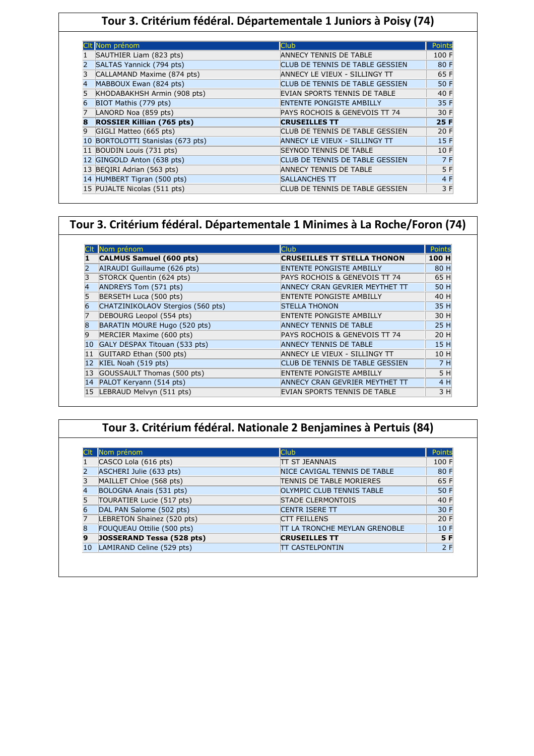## Tour 3. Critérium fédéral. Départementale 1 Juniors à Poisy (74)

| Clt | Nom prénom | Club | Points |
|---|---|---|---|
| 1 | SAUTHIER Liam (823 pts) | ANNECY TENNIS DE TABLE | 100 F |
| 2 | SALTAS Yannick (794 pts) | CLUB DE TENNIS DE TABLE GESSIEN | 80 F |
| 3 | CALLAMAND Maxime (874 pts) | ANNECY LE VIEUX - SILLINGY TT | 65 F |
| 4 | MABBOUX Ewan (824 pts) | CLUB DE TENNIS DE TABLE GESSIEN | 50 F |
| 5 | KHODABAKHSH Armin (908 pts) | EVIAN SPORTS TENNIS DE TABLE | 40 F |
| 6 | BIOT Mathis (779 pts) | ENTENTE PONGISTE AMBILLY | 35 F |
| 7 | LANORD Noa (859 pts) | PAYS ROCHOIS & GENEVOIS TT 74 | 30 F |
| **8** | **ROSSIER Killian (765 pts)** | **CRUSEILLES TT** | **25 F** |
| 9 | GIGLI Matteo (665 pts) | CLUB DE TENNIS DE TABLE GESSIEN | 20 F |
| 10 | BORTOLOTTI Stanislas (673 pts) | ANNECY LE VIEUX - SILLINGY TT | 15 F |
| 11 | BOUDIN Louis (731 pts) | SEYNOD TENNIS DE TABLE | 10 F |
| 12 | GINGOLD Anton (638 pts) | CLUB DE TENNIS DE TABLE GESSIEN | 7 F |
| 13 | BEQIRI Adrian (563 pts) | ANNECY TENNIS DE TABLE | 5 F |
| 14 | HUMBERT Tigran (500 pts) | SALLANCHES TT | 4 F |
| 15 | PUJALTE Nicolas (511 pts) | CLUB DE TENNIS DE TABLE GESSIEN | 3 F |

## Tour 3. Critérium fédéral. Départementale 1 Minimes à La Roche/Foron (74)

| Clt | Nom prénom | Club | Points |
|---|---|---|---|
| **1** | **CALMUS Samuel (600 pts)** | **CRUSEILLES TT STELLA THONON** | **100 H** |
| 2 | AIRAUDI Guillaume (626 pts) | ENTENTE PONGISTE AMBILLY | 80 H |
| 3 | STORCK Quentin (624 pts) | PAYS ROCHOIS & GENEVOIS TT 74 | 65 H |
| 4 | ANDREYS Tom (571 pts) | ANNECY CRAN GEVRIER MEYTHET TT | 50 H |
| 5 | BERSETH Luca (500 pts) | ENTENTE PONGISTE AMBILLY | 40 H |
| 6 | CHATZINIKOLAOV Stergios (560 pts) | STELLA THONON | 35 H |
| 7 | DEBOURG Leopol (554 pts) | ENTENTE PONGISTE AMBILLY | 30 H |
| 8 | BARATIN MOURE Hugo (520 pts) | ANNECY TENNIS DE TABLE | 25 H |
| 9 | MERCIER Maxime (600 pts) | PAYS ROCHOIS & GENEVOIS TT 74 | 20 H |
| 10 | GALY DESPAX Titouan (533 pts) | ANNECY TENNIS DE TABLE | 15 H |
| 11 | GUITARD Ethan (500 pts) | ANNECY LE VIEUX - SILLINGY TT | 10 H |
| 12 | KIEL Noah (519 pts) | CLUB DE TENNIS DE TABLE GESSIEN | 7 H |
| 13 | GOUSSAULT Thomas (500 pts) | ENTENTE PONGISTE AMBILLY | 5 H |
| 14 | PALOT Keryann (514 pts) | ANNECY CRAN GEVRIER MEYTHET TT | 4 H |
| 15 | LEBRAUD Melvyn (511 pts) | EVIAN SPORTS TENNIS DE TABLE | 3 H |

## Tour 3. Critérium fédéral. Nationale 2 Benjamines à Pertuis (84)

| Clt | Nom prénom | Club | Points |
|---|---|---|---|
| 1 | CASCO Lola (616 pts) | TT ST JEANNAIS | 100 F |
| 2 | ASCHERI Julie (633 pts) | NICE CAVIGAL TENNIS DE TABLE | 80 F |
| 3 | MAILLET Chloe (568 pts) | TENNIS DE TABLE MORIERES | 65 F |
| 4 | BOLOGNA Anais (531 pts) | OLYMPIC CLUB TENNIS TABLE | 50 F |
| 5 | TOURATIER Lucie (517 pts) | STADE CLERMONTOIS | 40 F |
| 6 | DAL PAN Salome (502 pts) | CENTR ISERE TT | 30 F |
| 7 | LEBRETON Shainez (520 pts) | CTT FEILLENS | 20 F |
| 8 | FOUQUEAU Ottilie (500 pts) | TT LA TRONCHE MEYLAN GRENOBLE | 10 F |
| **9** | **JOSSERAND Tessa (528 pts)** | **CRUSEILLES TT** | **5 F** |
| 10 | LAMIRAND Celine (529 pts) | TT CASTELPONTIN | 2 F |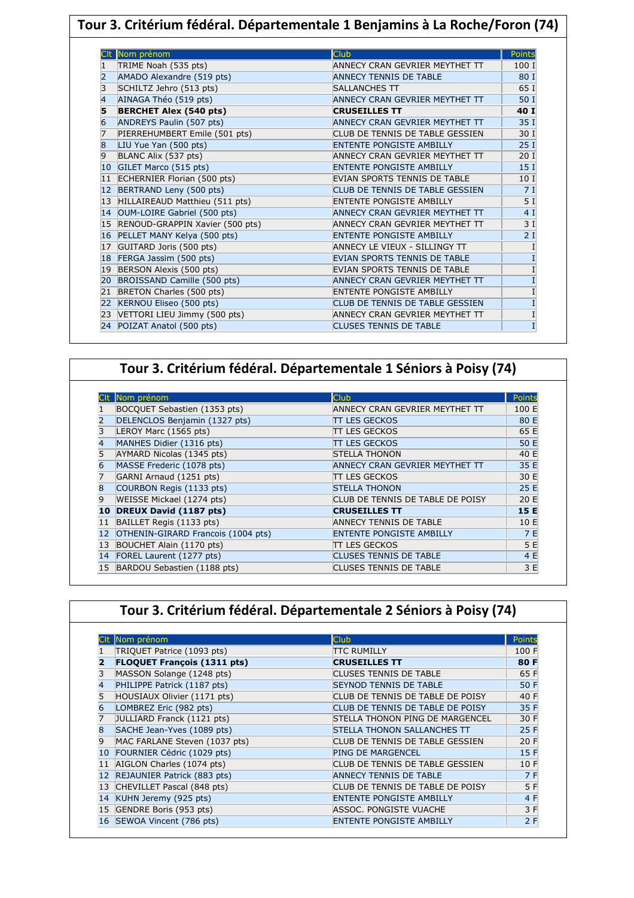## Tour 3. Critérium fédéral. Départementale 1 Benjamins à La Roche/Foron (74)

| Clt | Nom prénom | Club | Points |
|---|---|---|---|
| 1 | TRIME Noah (535 pts) | ANNECY CRAN GEVRIER MEYTHET TT | 100 I |
| 2 | AMADO Alexandre (519 pts) | ANNECY TENNIS DE TABLE | 80 I |
| 3 | SCHILTZ Jehro (513 pts) | SALLANCHES TT | 65 I |
| 4 | AINAGA Théo (519 pts) | ANNECY CRAN GEVRIER MEYTHET TT | 50 I |
| **5** | **BERCHET Alex (540 pts)** | **CRUSEILLES TT** | **40 I** |
| 6 | ANDREYS Paulin (507 pts) | ANNECY CRAN GEVRIER MEYTHET TT | 35 I |
| 7 | PIERREHUMBERT Emile (501 pts) | CLUB DE TENNIS DE TABLE GESSIEN | 30 I |
| 8 | LIU Yue Yan (500 pts) | ENTENTE PONGISTE AMBILLY | 25 I |
| 9 | BLANC Alix (537 pts) | ANNECY CRAN GEVRIER MEYTHET TT | 20 I |
| 10 | GILET Marco (515 pts) | ENTENTE PONGISTE AMBILLY | 15 I |
| 11 | ECHERNIER Florian (500 pts) | EVIAN SPORTS TENNIS DE TABLE | 10 I |
| 12 | BERTRAND Leny (500 pts) | CLUB DE TENNIS DE TABLE GESSIEN | 7 I |
| 13 | HILLAIREAUD Matthieu (511 pts) | ENTENTE PONGISTE AMBILLY | 5 I |
| 14 | OUM-LOIRE Gabriel (500 pts) | ANNECY CRAN GEVRIER MEYTHET TT | 4 I |
| 15 | RENOUD-GRAPPIN Xavier (500 pts) | ANNECY CRAN GEVRIER MEYTHET TT | 3 I |
| 16 | PELLET MANY Kelya (500 pts) | ENTENTE PONGISTE AMBILLY | 2 I |
| 17 | GUITARD Joris (500 pts) | ANNECY LE VIEUX - SILLINGY TT | I |
| 18 | FERGA Jassim (500 pts) | EVIAN SPORTS TENNIS DE TABLE | I |
| 19 | BERSON Alexis (500 pts) | EVIAN SPORTS TENNIS DE TABLE | I |
| 20 | BROISSAND Camille (500 pts) | ANNECY CRAN GEVRIER MEYTHET TT | I |
| 21 | BRETON Charles (500 pts) | ENTENTE PONGISTE AMBILLY | I |
| 22 | KERNOU Eliseo (500 pts) | CLUB DE TENNIS DE TABLE GESSIEN | I |
| 23 | VETTORI LIEU Jimmy (500 pts) | ANNECY CRAN GEVRIER MEYTHET TT | I |
| 24 | POIZAT Anatol (500 pts) | CLUSES TENNIS DE TABLE | I |

## Tour 3. Critérium fédéral. Départementale 1 Séniors à Poisy (74)

| Clt | Nom prénom | Club | Points |
|---|---|---|---|
| 1 | BOCQUET Sebastien (1353 pts) | ANNECY CRAN GEVRIER MEYTHET TT | 100 E |
| 2 | DELENCLOS Benjamin (1327 pts) | TT LES GECKOS | 80 E |
| 3 | LEROY Marc (1565 pts) | TT LES GECKOS | 65 E |
| 4 | MANHES Didier (1316 pts) | TT LES GECKOS | 50 E |
| 5 | AYMARD Nicolas (1345 pts) | STELLA THONON | 40 E |
| 6 | MASSE Frederic (1078 pts) | ANNECY CRAN GEVRIER MEYTHET TT | 35 E |
| 7 | GARNI Arnaud (1251 pts) | TT LES GECKOS | 30 E |
| 8 | COURBON Regis (1133 pts) | STELLA THONON | 25 E |
| 9 | WEISSE Mickael (1274 pts) | CLUB DE TENNIS DE TABLE DE POISY | 20 E |
| **10** | **DREUX David (1187 pts)** | **CRUSEILLES TT** | **15 E** |
| 11 | BAILLET Regis (1133 pts) | ANNECY TENNIS DE TABLE | 10 E |
| 12 | OTHENIN-GIRARD Francois (1004 pts) | ENTENTE PONGISTE AMBILLY | 7 E |
| 13 | BOUCHET Alain (1170 pts) | TT LES GECKOS | 5 E |
| 14 | FOREL Laurent (1277 pts) | CLUSES TENNIS DE TABLE | 4 E |
| 15 | BARDOU Sebastien (1188 pts) | CLUSES TENNIS DE TABLE | 3 E |

## Tour 3. Critérium fédéral. Départementale 2 Séniors à Poisy (74)

| Clt | Nom prénom | Club | Points |
|---|---|---|---|
| 1 | TRIQUET Patrice (1093 pts) | TTC RUMILLY | 100 F |
| **2** | **FLOQUET François (1311 pts)** | **CRUSEILLES TT** | **80 F** |
| 3 | MASSON Solange (1248 pts) | CLUSES TENNIS DE TABLE | 65 F |
| 4 | PHILIPPE Patrick (1187 pts) | SEYNOD TENNIS DE TABLE | 50 F |
| 5 | HOUSIAUX Olivier (1171 pts) | CLUB DE TENNIS DE TABLE DE POISY | 40 F |
| 6 | LOMBREZ Eric (982 pts) | CLUB DE TENNIS DE TABLE DE POISY | 35 F |
| 7 | JULLIARD Franck (1121 pts) | STELLA THONON PING DE MARGENCEL | 30 F |
| 8 | SACHE Jean-Yves (1089 pts) | STELLA THONON SALLANCHES TT | 25 F |
| 9 | MAC FARLANE Steven (1037 pts) | CLUB DE TENNIS DE TABLE GESSIEN | 20 F |
| 10 | FOURNIER Cédric (1029 pts) | PING DE MARGENCEL | 15 F |
| 11 | AIGLON Charles (1074 pts) | CLUB DE TENNIS DE TABLE GESSIEN | 10 F |
| 12 | REJAUNIER Patrick (883 pts) | ANNECY TENNIS DE TABLE | 7 F |
| 13 | CHEVILLET Pascal (848 pts) | CLUB DE TENNIS DE TABLE DE POISY | 5 F |
| 14 | KUHN Jeremy (925 pts) | ENTENTE PONGISTE AMBILLY | 4 F |
| 15 | GENDRE Boris (953 pts) | ASSOC. PONGISTE VUACHE | 3 F |
| 16 | SEWOA Vincent (786 pts) | ENTENTE PONGISTE AMBILLY | 2 F |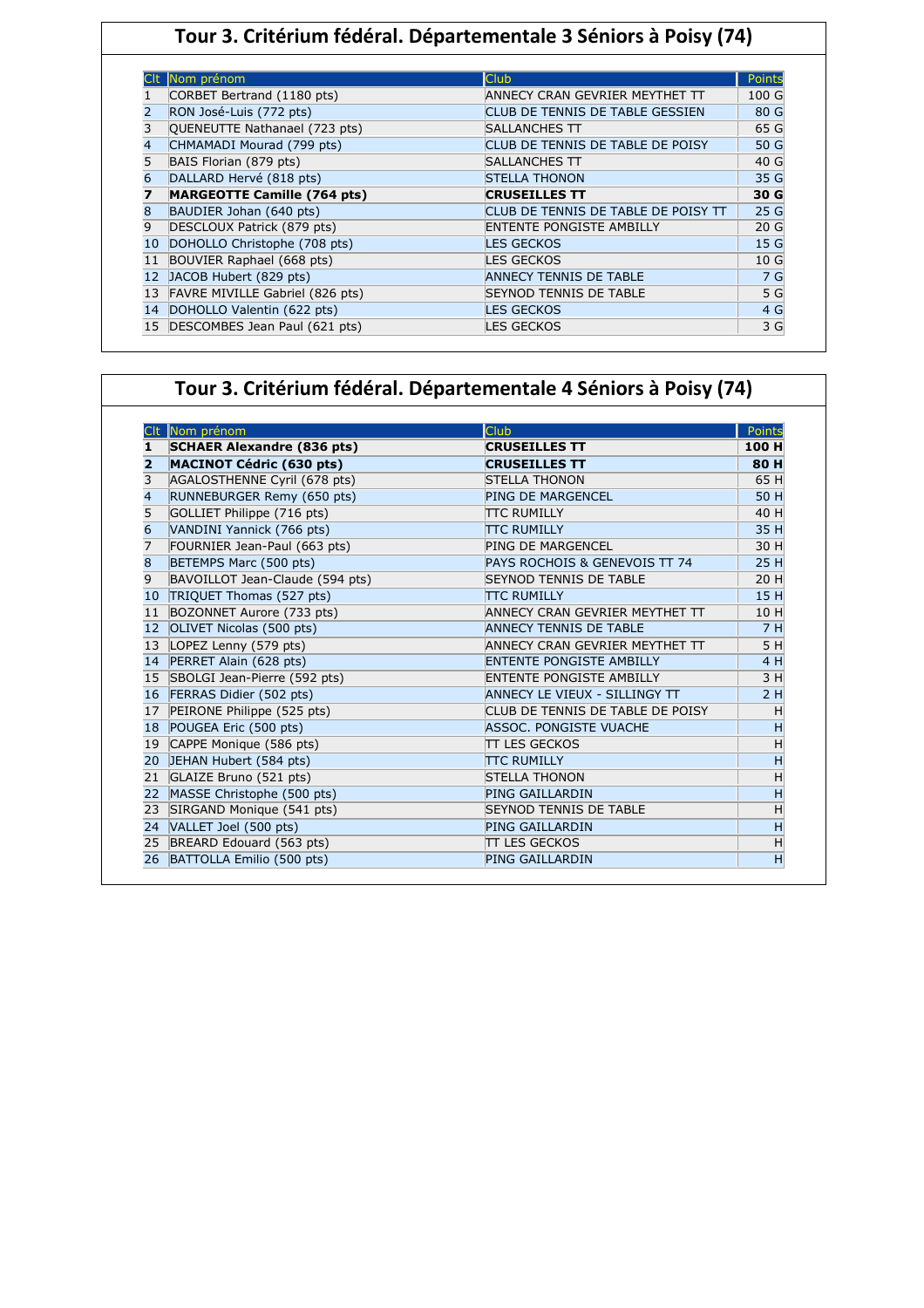## Tour 3. Critérium fédéral. Départementale 3 Séniors à Poisy (74)

| Clt | Nom prénom | Club | Points |
|---|---|---|---|
| 1 | CORBET Bertrand (1180 pts) | ANNECY CRAN GEVRIER MEYTHET TT | 100 G |
| 2 | RON José-Luis (772 pts) | CLUB DE TENNIS DE TABLE GESSIEN | 80 G |
| 3 | QUENEUTTE Nathanael (723 pts) | SALLANCHES TT | 65 G |
| 4 | CHMAMADI Mourad (799 pts) | CLUB DE TENNIS DE TABLE DE POISY | 50 G |
| 5 | BAIS Florian (879 pts) | SALLANCHES TT | 40 G |
| 6 | DALLARD Hervé (818 pts) | STELLA THONON | 35 G |
| **7** | **MARGEOTTE Camille (764 pts)** | **CRUSEILLES TT** | **30 G** |
| 8 | BAUDIER Johan (640 pts) | CLUB DE TENNIS DE TABLE DE POISY TT | 25 G |
| 9 | DESCLOUX Patrick (879 pts) | ENTENTE PONGISTE AMBILLY | 20 G |
| 10 | DOHOLLO Christophe (708 pts) | LES GECKOS | 15 G |
| 11 | BOUVIER Raphael (668 pts) | LES GECKOS | 10 G |
| 12 | JACOB Hubert (829 pts) | ANNECY TENNIS DE TABLE | 7 G |
| 13 | FAVRE MIVILLE Gabriel (826 pts) | SEYNOD TENNIS DE TABLE | 5 G |
| 14 | DOHOLLO Valentin (622 pts) | LES GECKOS | 4 G |
| 15 | DESCOMBES Jean Paul (621 pts) | LES GECKOS | 3 G |

## Tour 3. Critérium fédéral. Départementale 4 Séniors à Poisy (74)

| Clt | Nom prénom | Club | Points |
|---|---|---|---|
| **1** | **SCHAER Alexandre (836 pts)** | **CRUSEILLES TT** | **100 H** |
| **2** | **MACINOT Cédric (630 pts)** | **CRUSEILLES TT** | **80 H** |
| 3 | AGALOSTHENNE Cyril (678 pts) | STELLA THONON | 65 H |
| 4 | RUNNEBURGER Remy (650 pts) | PING DE MARGENCEL | 50 H |
| 5 | GOLLIET Philippe (716 pts) | TTC RUMILLY | 40 H |
| 6 | VANDINI Yannick (766 pts) | TTC RUMILLY | 35 H |
| 7 | FOURNIER Jean-Paul (663 pts) | PING DE MARGENCEL | 30 H |
| 8 | BETEMPS Marc (500 pts) | PAYS ROCHOIS & GENEVOIS TT 74 | 25 H |
| 9 | BAVOILLOT Jean-Claude (594 pts) | SEYNOD TENNIS DE TABLE | 20 H |
| 10 | TRIQUET Thomas (527 pts) | TTC RUMILLY | 15 H |
| 11 | BOZONNET Aurore (733 pts) | ANNECY CRAN GEVRIER MEYTHET TT | 10 H |
| 12 | OLIVET Nicolas (500 pts) | ANNECY TENNIS DE TABLE | 7 H |
| 13 | LOPEZ Lenny (579 pts) | ANNECY CRAN GEVRIER MEYTHET TT | 5 H |
| 14 | PERRET Alain (628 pts) | ENTENTE PONGISTE AMBILLY | 4 H |
| 15 | SBOLGI Jean-Pierre (592 pts) | ENTENTE PONGISTE AMBILLY | 3 H |
| 16 | FERRAS Didier (502 pts) | ANNECY LE VIEUX - SILLINGY TT | 2 H |
| 17 | PEIRONE Philippe (525 pts) | CLUB DE TENNIS DE TABLE DE POISY | H |
| 18 | POUGEA Eric (500 pts) | ASSOC. PONGISTE VUACHE | H |
| 19 | CAPPE Monique (586 pts) | TT LES GECKOS | H |
| 20 | JEHAN Hubert (584 pts) | TTC RUMILLY | H |
| 21 | GLAIZE Bruno (521 pts) | STELLA THONON | H |
| 22 | MASSE Christophe (500 pts) | PING GAILLARDIN | H |
| 23 | SIRGAND Monique (541 pts) | SEYNOD TENNIS DE TABLE | H |
| 24 | VALLET Joel (500 pts) | PING GAILLARDIN | H |
| 25 | BREARD Edouard (563 pts) | TT LES GECKOS | H |
| 26 | BATTOLLA Emilio (500 pts) | PING GAILLARDIN | H |